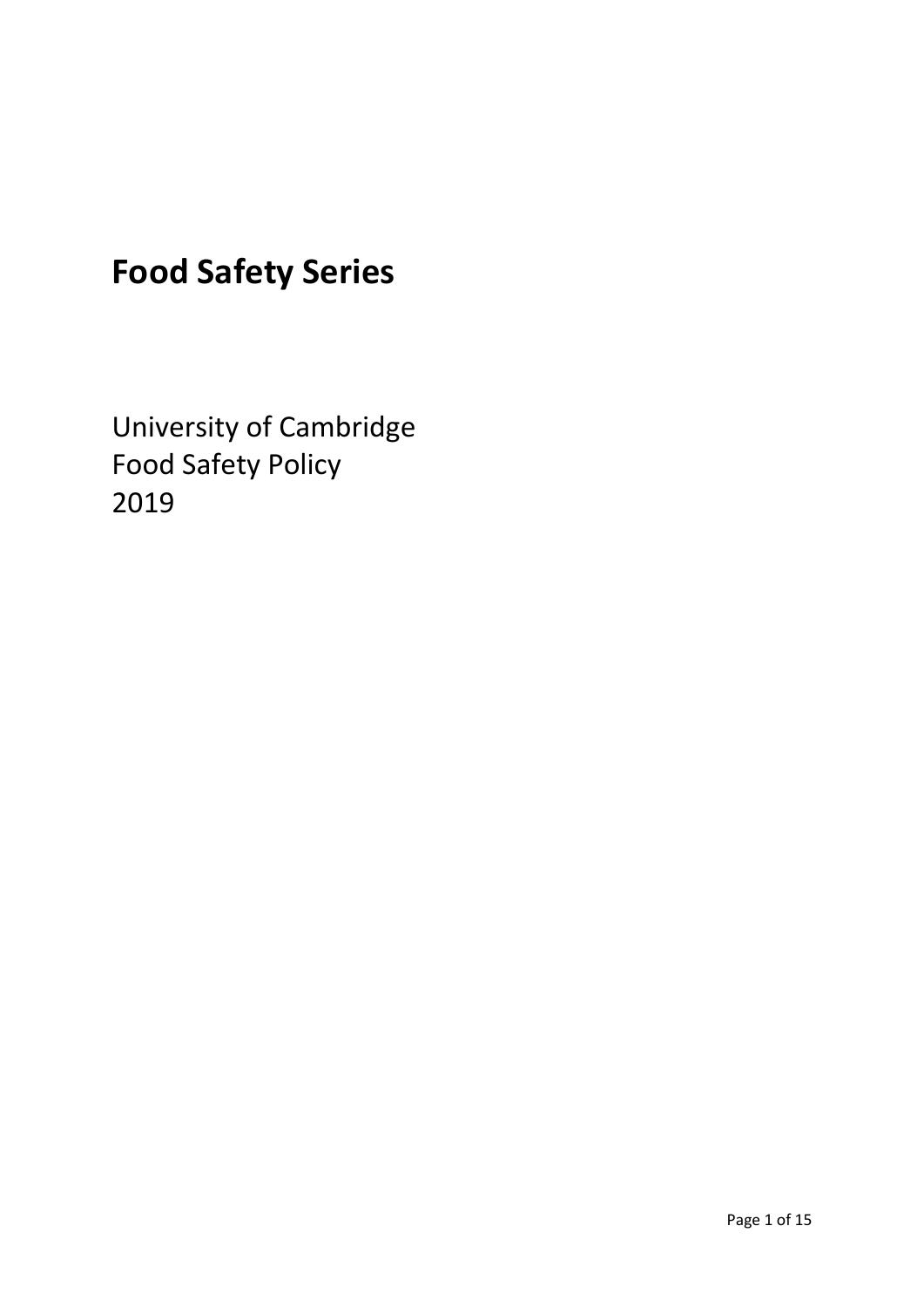# Food Safety Series

University of Cambridge
Food Safety Policy
2019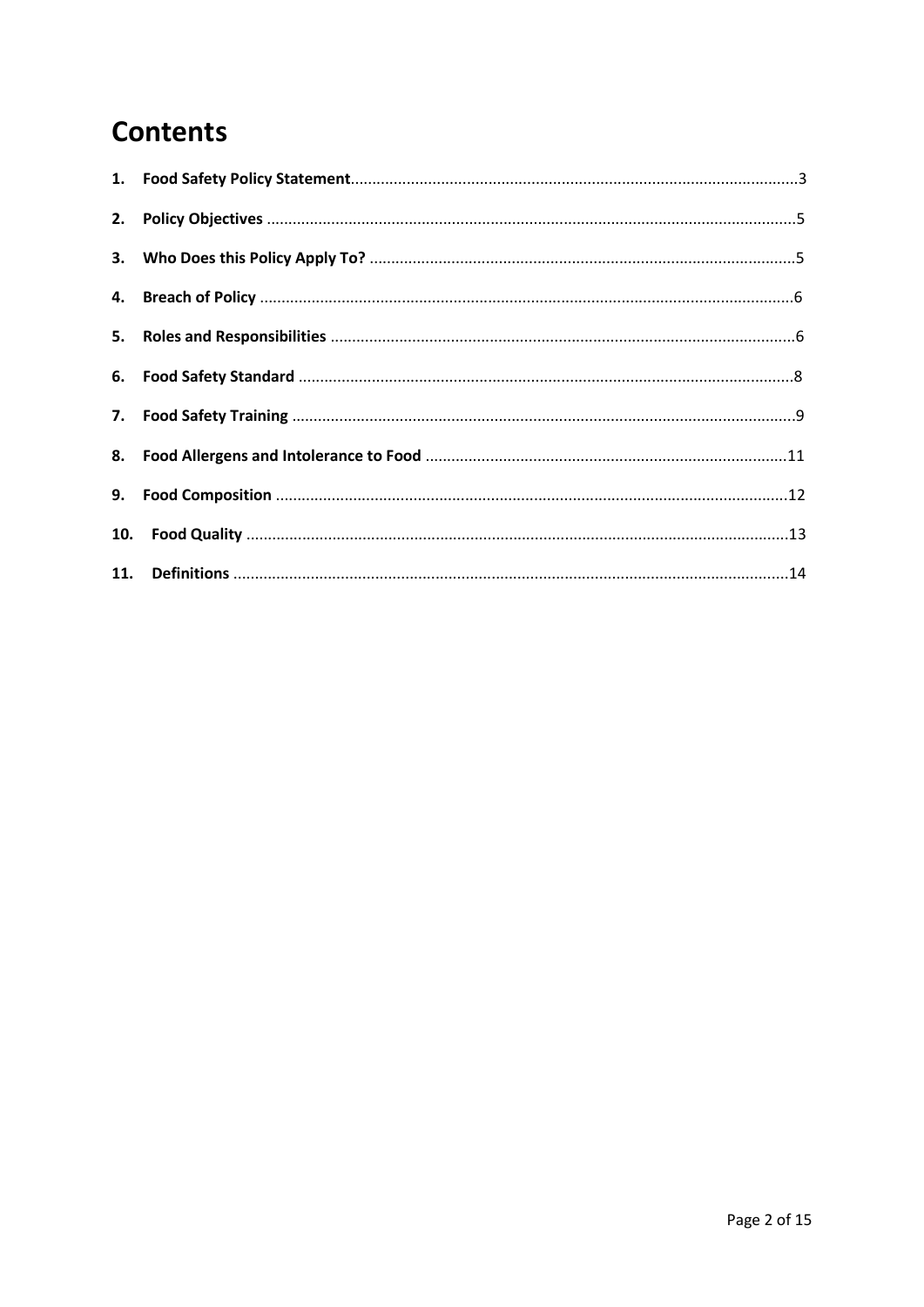# Contents

1. **Food Safety Policy Statement** ........................................ 3
2. **Policy Objectives** ........................................ 5
3. **Who Does this Policy Apply To?** ........................................ 5
4. **Breach of Policy** ........................................ 6
5. **Roles and Responsibilities** ........................................ 6
6. **Food Safety Standard** ........................................ 8
7. **Food Safety Training** ........................................ 9
8. **Food Allergens and Intolerance to Food** ........................................ 11
9. **Food Composition** ........................................ 12
10. **Food Quality** ........................................ 13
11. **Definitions** ........................................ 14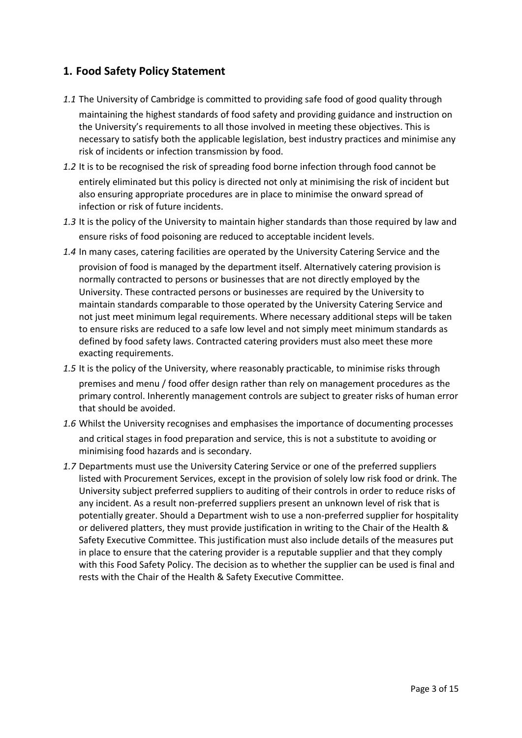## 1. Food Safety Policy Statement

*1.1* The University of Cambridge is committed to providing safe food of good quality through maintaining the highest standards of food safety and providing guidance and instruction on the University's requirements to all those involved in meeting these objectives. This is necessary to satisfy both the applicable legislation, best industry practices and minimise any risk of incidents or infection transmission by food.

*1.2* It is to be recognised the risk of spreading food borne infection through food cannot be entirely eliminated but this policy is directed not only at minimising the risk of incident but also ensuring appropriate procedures are in place to minimise the onward spread of infection or risk of future incidents.

*1.3* It is the policy of the University to maintain higher standards than those required by law and ensure risks of food poisoning are reduced to acceptable incident levels.

*1.4* In many cases, catering facilities are operated by the University Catering Service and the provision of food is managed by the department itself. Alternatively catering provision is normally contracted to persons or businesses that are not directly employed by the University. These contracted persons or businesses are required by the University to maintain standards comparable to those operated by the University Catering Service and not just meet minimum legal requirements. Where necessary additional steps will be taken to ensure risks are reduced to a safe low level and not simply meet minimum standards as defined by food safety laws. Contracted catering providers must also meet these more exacting requirements.

*1.5* It is the policy of the University, where reasonably practicable, to minimise risks through premises and menu / food offer design rather than rely on management procedures as the primary control. Inherently management controls are subject to greater risks of human error that should be avoided.

*1.6* Whilst the University recognises and emphasises the importance of documenting processes and critical stages in food preparation and service, this is not a substitute to avoiding or minimising food hazards and is secondary.

*1.7* Departments must use the University Catering Service or one of the preferred suppliers listed with Procurement Services, except in the provision of solely low risk food or drink. The University subject preferred suppliers to auditing of their controls in order to reduce risks of any incident. As a result non-preferred suppliers present an unknown level of risk that is potentially greater. Should a Department wish to use a non-preferred supplier for hospitality or delivered platters, they must provide justification in writing to the Chair of the Health & Safety Executive Committee. This justification must also include details of the measures put in place to ensure that the catering provider is a reputable supplier and that they comply with this Food Safety Policy. The decision as to whether the supplier can be used is final and rests with the Chair of the Health & Safety Executive Committee.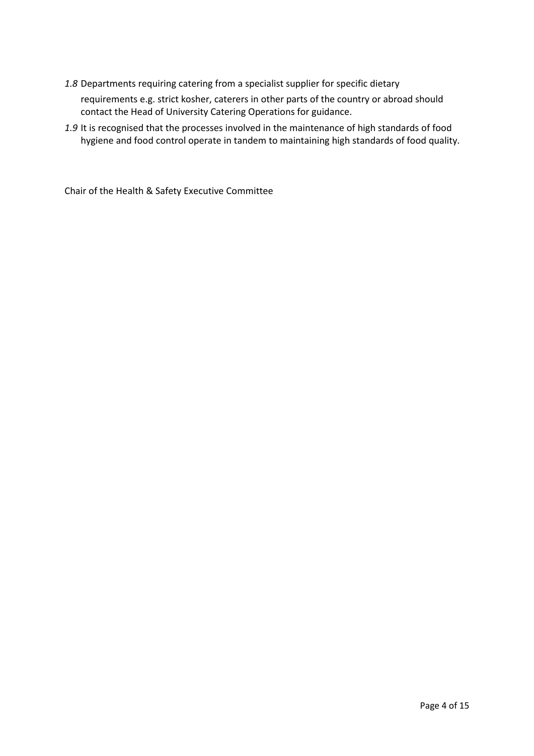*1.8* Departments requiring catering from a specialist supplier for specific dietary requirements e.g. strict kosher, caterers in other parts of the country or abroad should contact the Head of University Catering Operations for guidance.

*1.9* It is recognised that the processes involved in the maintenance of high standards of food hygiene and food control operate in tandem to maintaining high standards of food quality.

Chair of the Health & Safety Executive Committee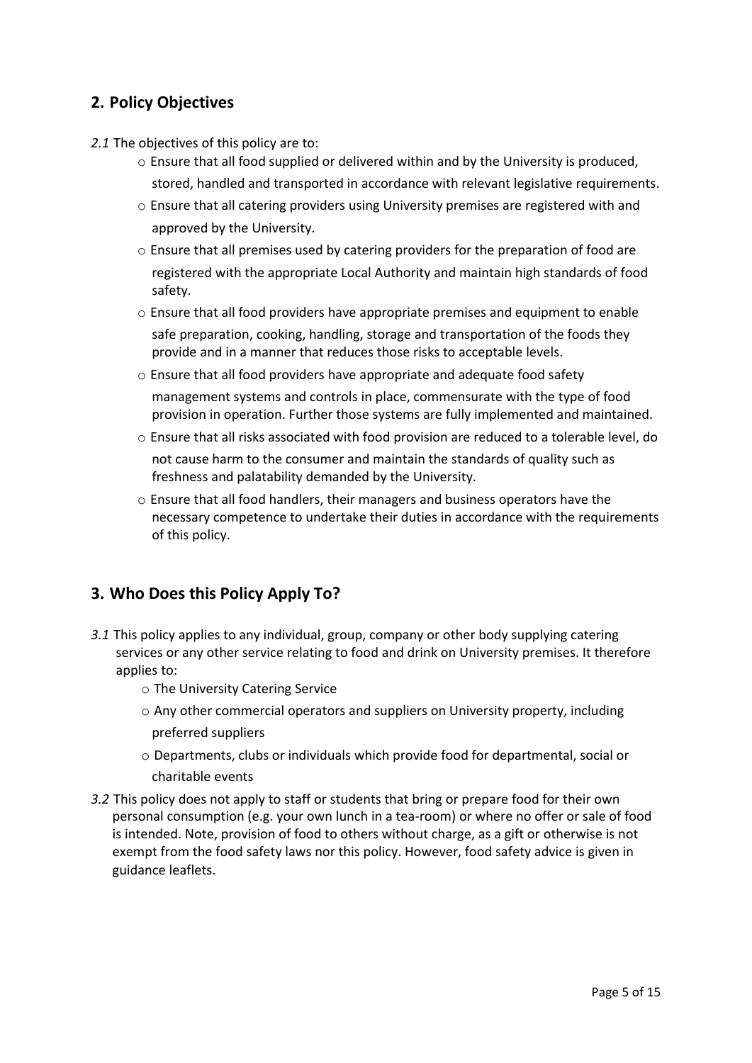## 2. Policy Objectives

*2.1* The objectives of this policy are to:

- Ensure that all food supplied or delivered within and by the University is produced, stored, handled and transported in accordance with relevant legislative requirements.
- Ensure that all catering providers using University premises are registered with and approved by the University.
- Ensure that all premises used by catering providers for the preparation of food are registered with the appropriate Local Authority and maintain high standards of food safety.
- Ensure that all food providers have appropriate premises and equipment to enable safe preparation, cooking, handling, storage and transportation of the foods they provide and in a manner that reduces those risks to acceptable levels.
- Ensure that all food providers have appropriate and adequate food safety management systems and controls in place, commensurate with the type of food provision in operation. Further those systems are fully implemented and maintained.
- Ensure that all risks associated with food provision are reduced to a tolerable level, do not cause harm to the consumer and maintain the standards of quality such as freshness and palatability demanded by the University.
- Ensure that all food handlers, their managers and business operators have the necessary competence to undertake their duties in accordance with the requirements of this policy.

## 3. Who Does this Policy Apply To?

*3.1* This policy applies to any individual, group, company or other body supplying catering services or any other service relating to food and drink on University premises. It therefore applies to:

- The University Catering Service
- Any other commercial operators and suppliers on University property, including preferred suppliers
- Departments, clubs or individuals which provide food for departmental, social or charitable events

*3.2* This policy does not apply to staff or students that bring or prepare food for their own personal consumption (e.g. your own lunch in a tea-room) or where no offer or sale of food is intended. Note, provision of food to others without charge, as a gift or otherwise is not exempt from the food safety laws nor this policy. However, food safety advice is given in guidance leaflets.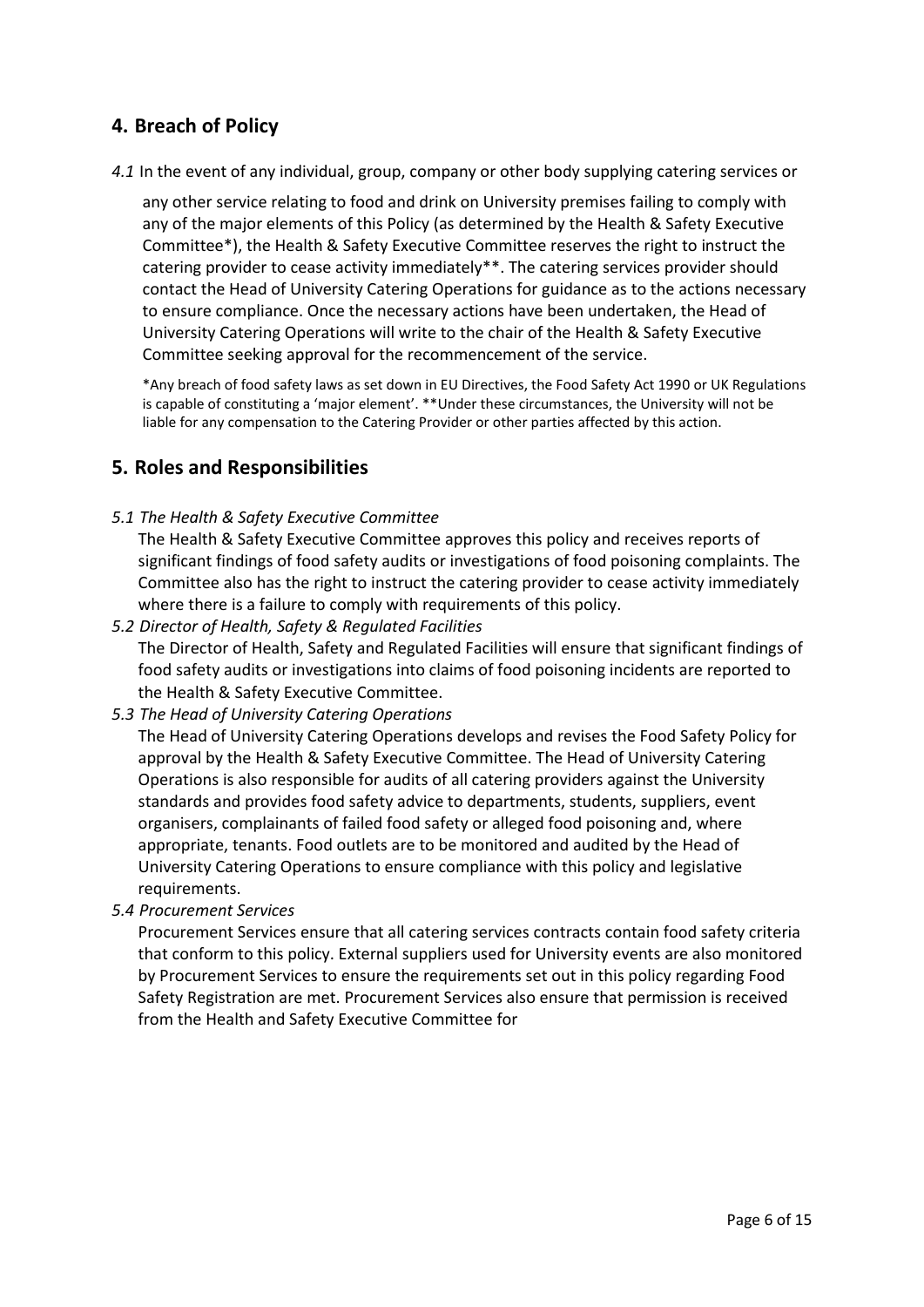## 4. Breach of Policy

*4.1* In the event of any individual, group, company or other body supplying catering services or any other service relating to food and drink on University premises failing to comply with any of the major elements of this Policy (as determined by the Health & Safety Executive Committee*), the Health & Safety Executive Committee reserves the right to instruct the catering provider to cease activity immediately**. The catering services provider should contact the Head of University Catering Operations for guidance as to the actions necessary to ensure compliance. Once the necessary actions have been undertaken, the Head of University Catering Operations will write to the chair of the Health & Safety Executive Committee seeking approval for the recommencement of the service.

*Any breach of food safety laws as set down in EU Directives, the Food Safety Act 1990 or UK Regulations is capable of constituting a 'major element'. **Under these circumstances, the University will not be liable for any compensation to the Catering Provider or other parties affected by this action.

## 5. Roles and Responsibilities

*5.1 The Health & Safety Executive Committee*

The Health & Safety Executive Committee approves this policy and receives reports of significant findings of food safety audits or investigations of food poisoning complaints. The Committee also has the right to instruct the catering provider to cease activity immediately where there is a failure to comply with requirements of this policy.

*5.2 Director of Health, Safety & Regulated Facilities*

The Director of Health, Safety and Regulated Facilities will ensure that significant findings of food safety audits or investigations into claims of food poisoning incidents are reported to the Health & Safety Executive Committee.

*5.3 The Head of University Catering Operations*

The Head of University Catering Operations develops and revises the Food Safety Policy for approval by the Health & Safety Executive Committee. The Head of University Catering Operations is also responsible for audits of all catering providers against the University standards and provides food safety advice to departments, students, suppliers, event organisers, complainants of failed food safety or alleged food poisoning and, where appropriate, tenants. Food outlets are to be monitored and audited by the Head of University Catering Operations to ensure compliance with this policy and legislative requirements.

*5.4 Procurement Services*

Procurement Services ensure that all catering services contracts contain food safety criteria that conform to this policy. External suppliers used for University events are also monitored by Procurement Services to ensure the requirements set out in this policy regarding Food Safety Registration are met. Procurement Services also ensure that permission is received from the Health and Safety Executive Committee for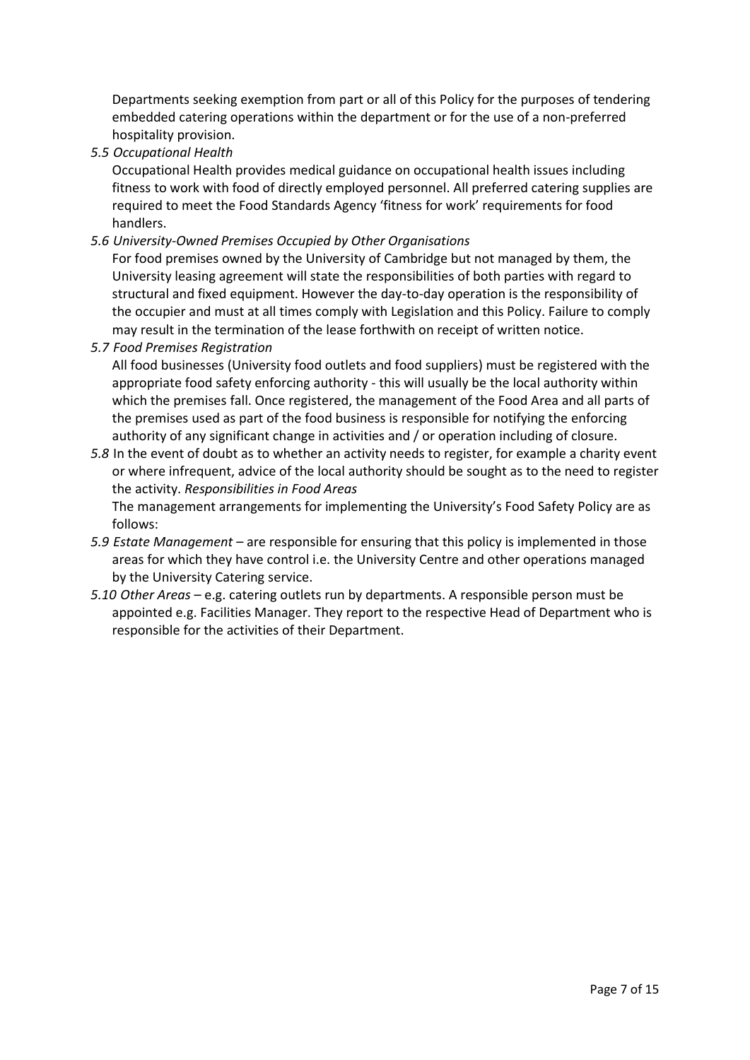Departments seeking exemption from part or all of this Policy for the purposes of tendering embedded catering operations within the department or for the use of a non-preferred hospitality provision.

*5.5 Occupational Health*

Occupational Health provides medical guidance on occupational health issues including fitness to work with food of directly employed personnel. All preferred catering supplies are required to meet the Food Standards Agency 'fitness for work' requirements for food handlers.

*5.6 University-Owned Premises Occupied by Other Organisations*

For food premises owned by the University of Cambridge but not managed by them, the University leasing agreement will state the responsibilities of both parties with regard to structural and fixed equipment. However the day-to-day operation is the responsibility of the occupier and must at all times comply with Legislation and this Policy. Failure to comply may result in the termination of the lease forthwith on receipt of written notice.

*5.7 Food Premises Registration*

All food businesses (University food outlets and food suppliers) must be registered with the appropriate food safety enforcing authority - this will usually be the local authority within which the premises fall. Once registered, the management of the Food Area and all parts of the premises used as part of the food business is responsible for notifying the enforcing authority of any significant change in activities and / or operation including of closure.

*5.8* In the event of doubt as to whether an activity needs to register, for example a charity event or where infrequent, advice of the local authority should be sought as to the need to register the activity. *Responsibilities in Food Areas*

The management arrangements for implementing the University's Food Safety Policy are as follows:

*5.9 Estate Management* – are responsible for ensuring that this policy is implemented in those areas for which they have control i.e. the University Centre and other operations managed by the University Catering service.

*5.10 Other Areas* – e.g. catering outlets run by departments. A responsible person must be appointed e.g. Facilities Manager. They report to the respective Head of Department who is responsible for the activities of their Department.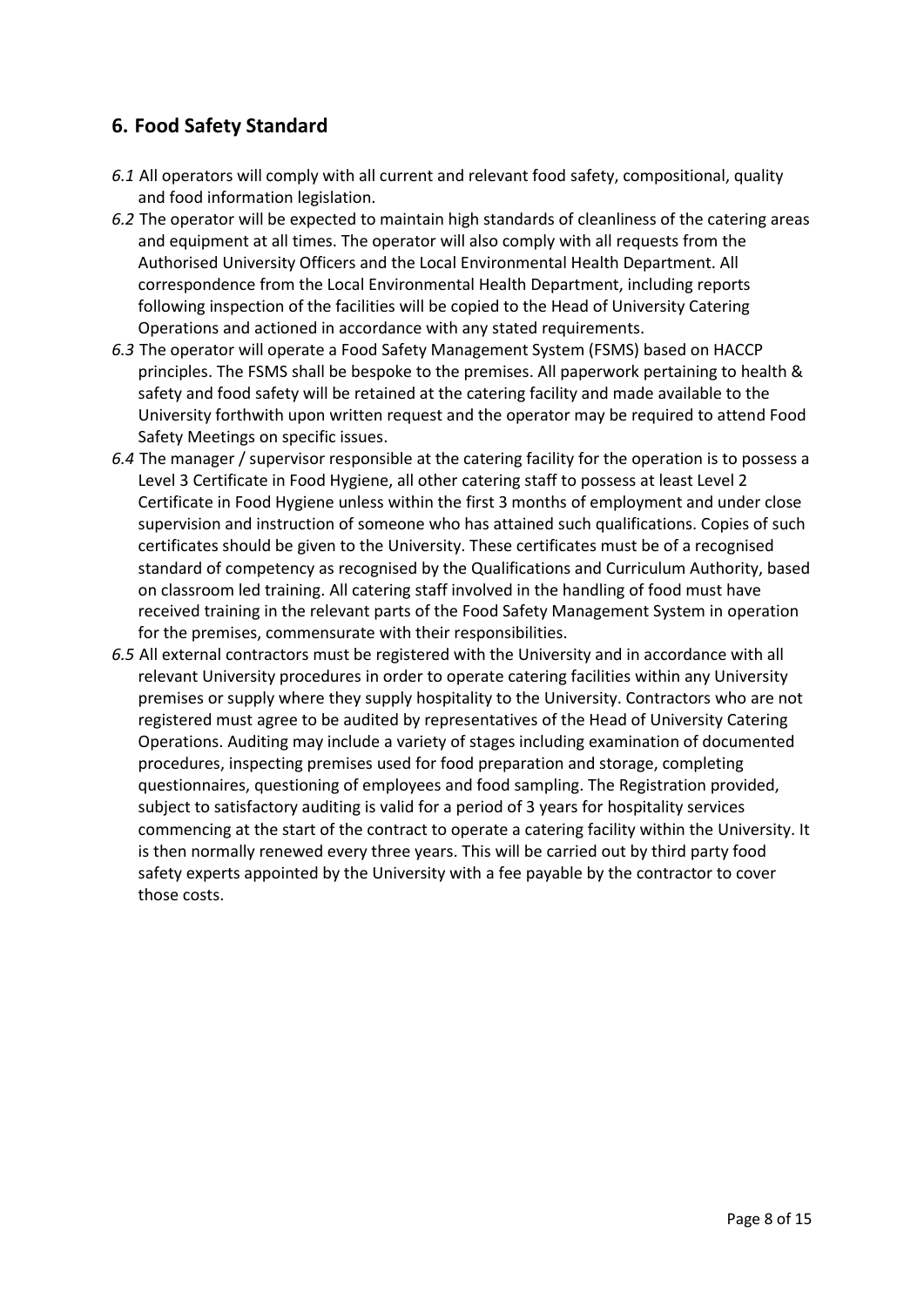## 6. Food Safety Standard

*6.1* All operators will comply with all current and relevant food safety, compositional, quality and food information legislation.

*6.2* The operator will be expected to maintain high standards of cleanliness of the catering areas and equipment at all times. The operator will also comply with all requests from the Authorised University Officers and the Local Environmental Health Department. All correspondence from the Local Environmental Health Department, including reports following inspection of the facilities will be copied to the Head of University Catering Operations and actioned in accordance with any stated requirements.

*6.3* The operator will operate a Food Safety Management System (FSMS) based on HACCP principles. The FSMS shall be bespoke to the premises. All paperwork pertaining to health & safety and food safety will be retained at the catering facility and made available to the University forthwith upon written request and the operator may be required to attend Food Safety Meetings on specific issues.

*6.4* The manager / supervisor responsible at the catering facility for the operation is to possess a Level 3 Certificate in Food Hygiene, all other catering staff to possess at least Level 2 Certificate in Food Hygiene unless within the first 3 months of employment and under close supervision and instruction of someone who has attained such qualifications. Copies of such certificates should be given to the University. These certificates must be of a recognised standard of competency as recognised by the Qualifications and Curriculum Authority, based on classroom led training. All catering staff involved in the handling of food must have received training in the relevant parts of the Food Safety Management System in operation for the premises, commensurate with their responsibilities.

*6.5* All external contractors must be registered with the University and in accordance with all relevant University procedures in order to operate catering facilities within any University premises or supply where they supply hospitality to the University. Contractors who are not registered must agree to be audited by representatives of the Head of University Catering Operations. Auditing may include a variety of stages including examination of documented procedures, inspecting premises used for food preparation and storage, completing questionnaires, questioning of employees and food sampling. The Registration provided, subject to satisfactory auditing is valid for a period of 3 years for hospitality services commencing at the start of the contract to operate a catering facility within the University. It is then normally renewed every three years. This will be carried out by third party food safety experts appointed by the University with a fee payable by the contractor to cover those costs.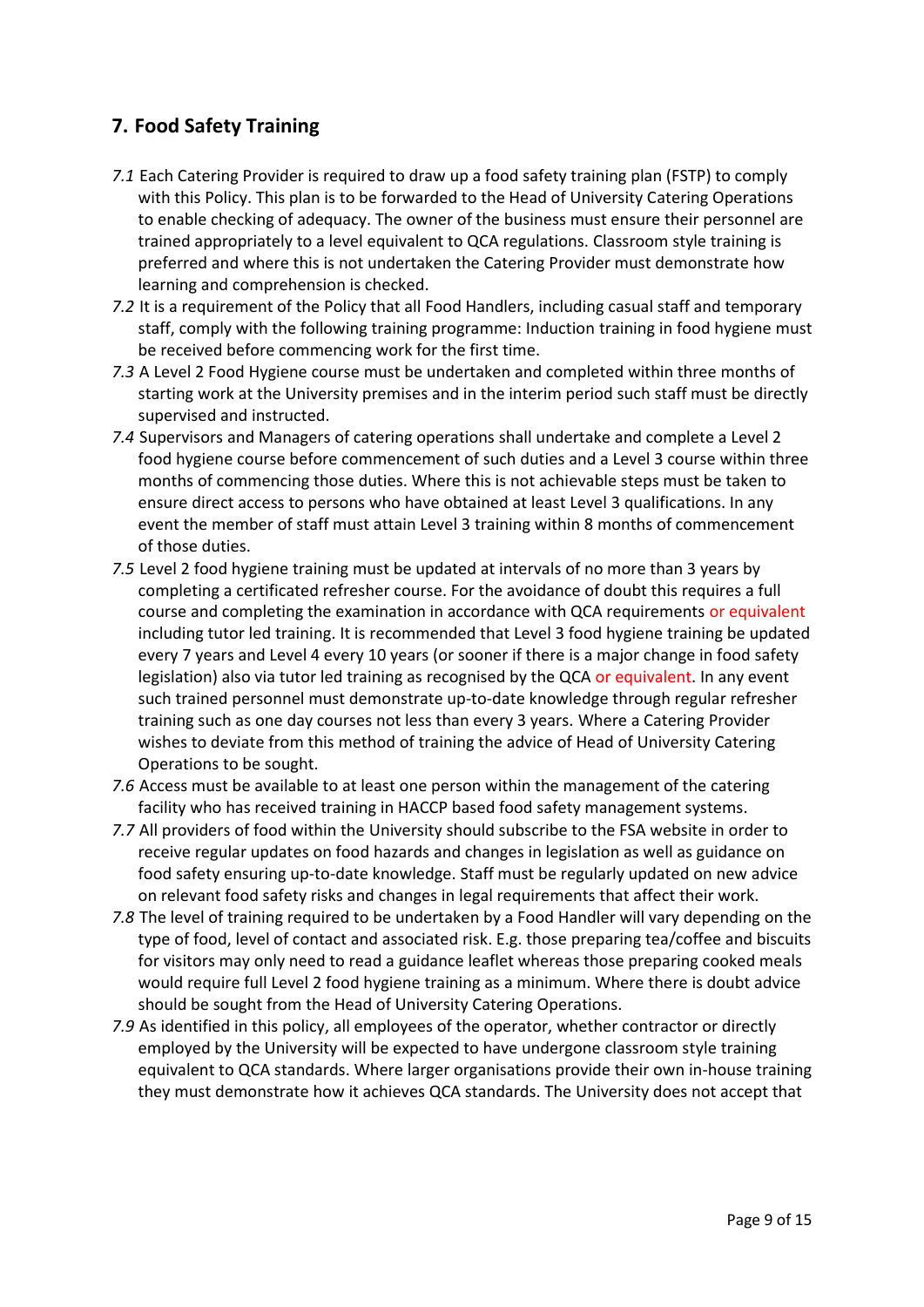## 7. Food Safety Training

*7.1* Each Catering Provider is required to draw up a food safety training plan (FSTP) to comply with this Policy. This plan is to be forwarded to the Head of University Catering Operations to enable checking of adequacy. The owner of the business must ensure their personnel are trained appropriately to a level equivalent to QCA regulations. Classroom style training is preferred and where this is not undertaken the Catering Provider must demonstrate how learning and comprehension is checked.

*7.2* It is a requirement of the Policy that all Food Handlers, including casual staff and temporary staff, comply with the following training programme: Induction training in food hygiene must be received before commencing work for the first time.

*7.3* A Level 2 Food Hygiene course must be undertaken and completed within three months of starting work at the University premises and in the interim period such staff must be directly supervised and instructed.

*7.4* Supervisors and Managers of catering operations shall undertake and complete a Level 2 food hygiene course before commencement of such duties and a Level 3 course within three months of commencing those duties. Where this is not achievable steps must be taken to ensure direct access to persons who have obtained at least Level 3 qualifications. In any event the member of staff must attain Level 3 training within 8 months of commencement of those duties.

*7.5* Level 2 food hygiene training must be updated at intervals of no more than 3 years by completing a certificated refresher course. For the avoidance of doubt this requires a full course and completing the examination in accordance with QCA requirements or equivalent including tutor led training. It is recommended that Level 3 food hygiene training be updated every 7 years and Level 4 every 10 years (or sooner if there is a major change in food safety legislation) also via tutor led training as recognised by the QCA or equivalent. In any event such trained personnel must demonstrate up-to-date knowledge through regular refresher training such as one day courses not less than every 3 years. Where a Catering Provider wishes to deviate from this method of training the advice of Head of University Catering Operations to be sought.

*7.6* Access must be available to at least one person within the management of the catering facility who has received training in HACCP based food safety management systems.

*7.7* All providers of food within the University should subscribe to the FSA website in order to receive regular updates on food hazards and changes in legislation as well as guidance on food safety ensuring up-to-date knowledge. Staff must be regularly updated on new advice on relevant food safety risks and changes in legal requirements that affect their work.

*7.8* The level of training required to be undertaken by a Food Handler will vary depending on the type of food, level of contact and associated risk. E.g. those preparing tea/coffee and biscuits for visitors may only need to read a guidance leaflet whereas those preparing cooked meals would require full Level 2 food hygiene training as a minimum. Where there is doubt advice should be sought from the Head of University Catering Operations.

*7.9* As identified in this policy, all employees of the operator, whether contractor or directly employed by the University will be expected to have undergone classroom style training equivalent to QCA standards. Where larger organisations provide their own in-house training they must demonstrate how it achieves QCA standards. The University does not accept that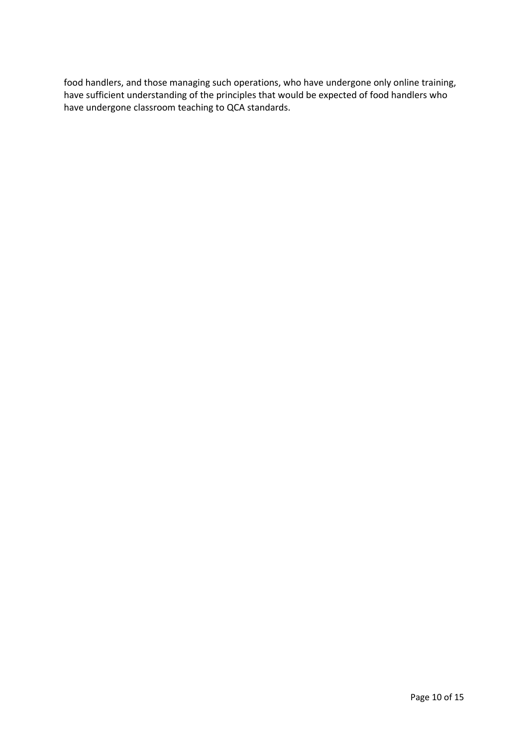food handlers, and those managing such operations, who have undergone only online training, have sufficient understanding of the principles that would be expected of food handlers who have undergone classroom teaching to QCA standards.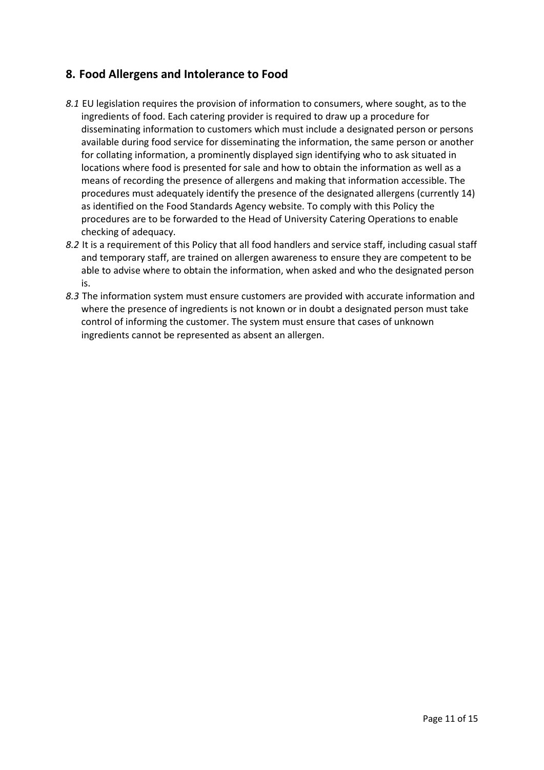## 8. Food Allergens and Intolerance to Food

*8.1* EU legislation requires the provision of information to consumers, where sought, as to the ingredients of food. Each catering provider is required to draw up a procedure for disseminating information to customers which must include a designated person or persons available during food service for disseminating the information, the same person or another for collating information, a prominently displayed sign identifying who to ask situated in locations where food is presented for sale and how to obtain the information as well as a means of recording the presence of allergens and making that information accessible. The procedures must adequately identify the presence of the designated allergens (currently 14) as identified on the Food Standards Agency website. To comply with this Policy the procedures are to be forwarded to the Head of University Catering Operations to enable checking of adequacy.

*8.2* It is a requirement of this Policy that all food handlers and service staff, including casual staff and temporary staff, are trained on allergen awareness to ensure they are competent to be able to advise where to obtain the information, when asked and who the designated person is.

*8.3* The information system must ensure customers are provided with accurate information and where the presence of ingredients is not known or in doubt a designated person must take control of informing the customer. The system must ensure that cases of unknown ingredients cannot be represented as absent an allergen.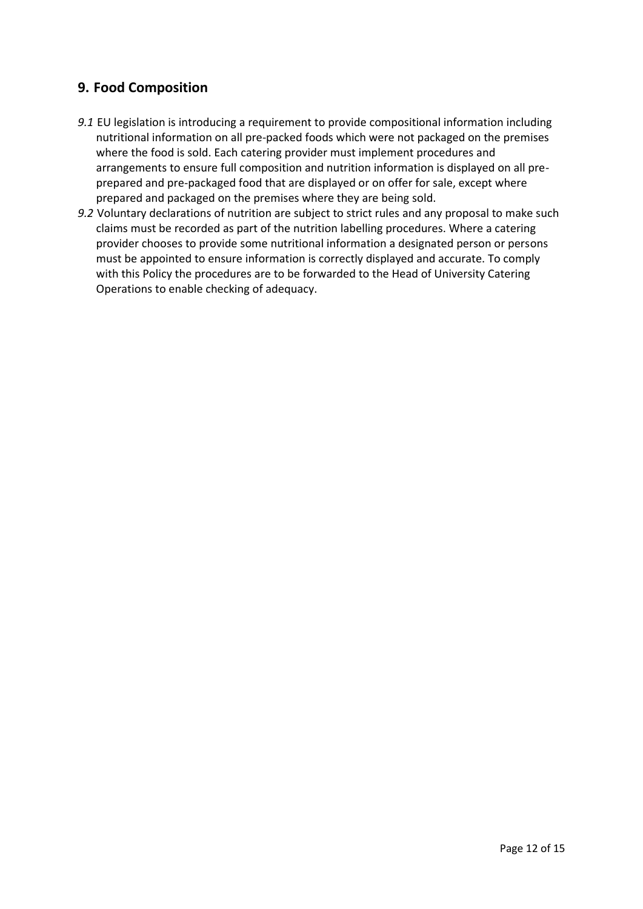## 9. Food Composition

*9.1* EU legislation is introducing a requirement to provide compositional information including nutritional information on all pre-packed foods which were not packaged on the premises where the food is sold. Each catering provider must implement procedures and arrangements to ensure full composition and nutrition information is displayed on all pre-prepared and pre-packaged food that are displayed or on offer for sale, except where prepared and packaged on the premises where they are being sold.

*9.2* Voluntary declarations of nutrition are subject to strict rules and any proposal to make such claims must be recorded as part of the nutrition labelling procedures. Where a catering provider chooses to provide some nutritional information a designated person or persons must be appointed to ensure information is correctly displayed and accurate. To comply with this Policy the procedures are to be forwarded to the Head of University Catering Operations to enable checking of adequacy.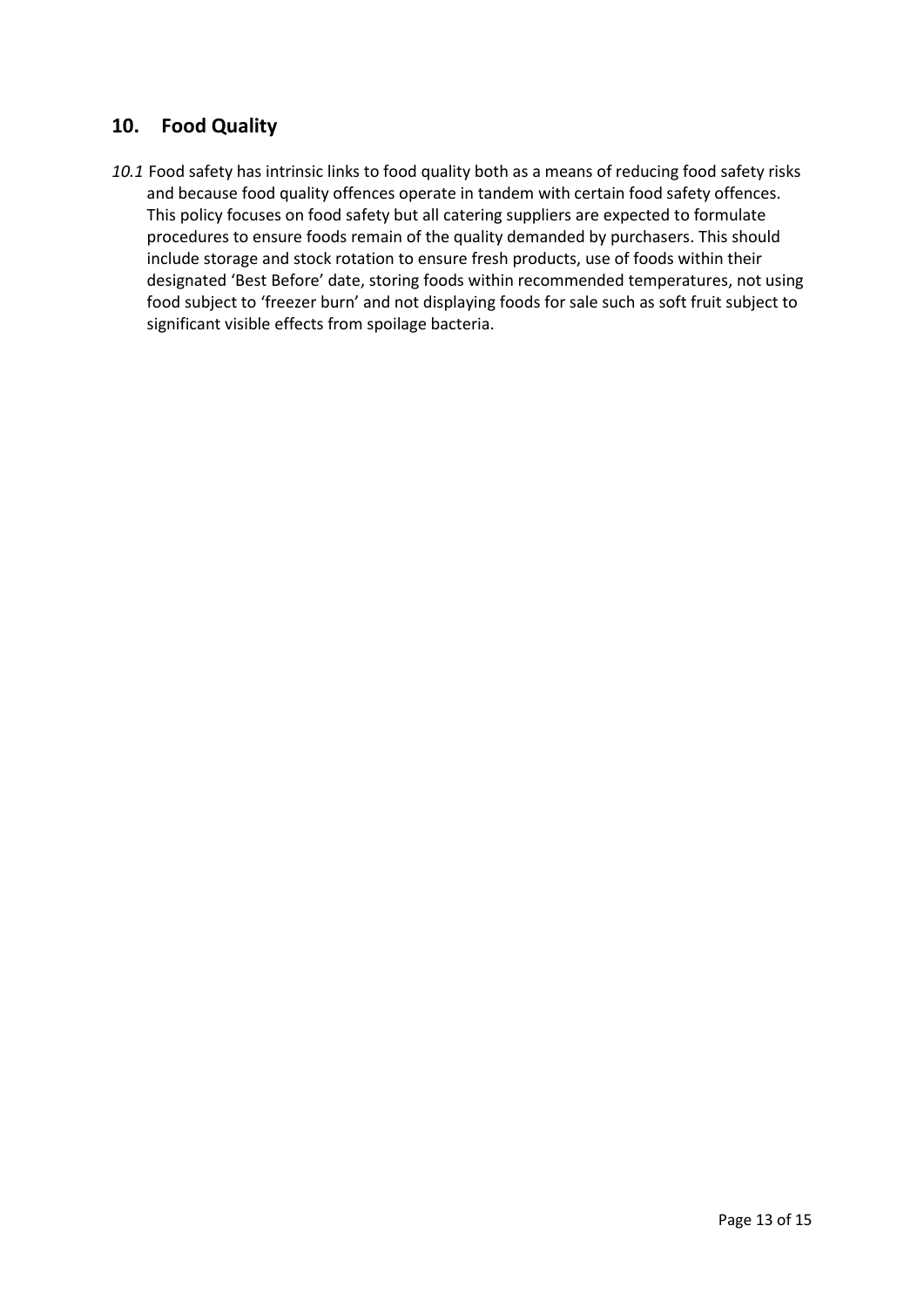## 10. Food Quality

*10.1* Food safety has intrinsic links to food quality both as a means of reducing food safety risks and because food quality offences operate in tandem with certain food safety offences. This policy focuses on food safety but all catering suppliers are expected to formulate procedures to ensure foods remain of the quality demanded by purchasers. This should include storage and stock rotation to ensure fresh products, use of foods within their designated 'Best Before' date, storing foods within recommended temperatures, not using food subject to 'freezer burn' and not displaying foods for sale such as soft fruit subject to significant visible effects from spoilage bacteria.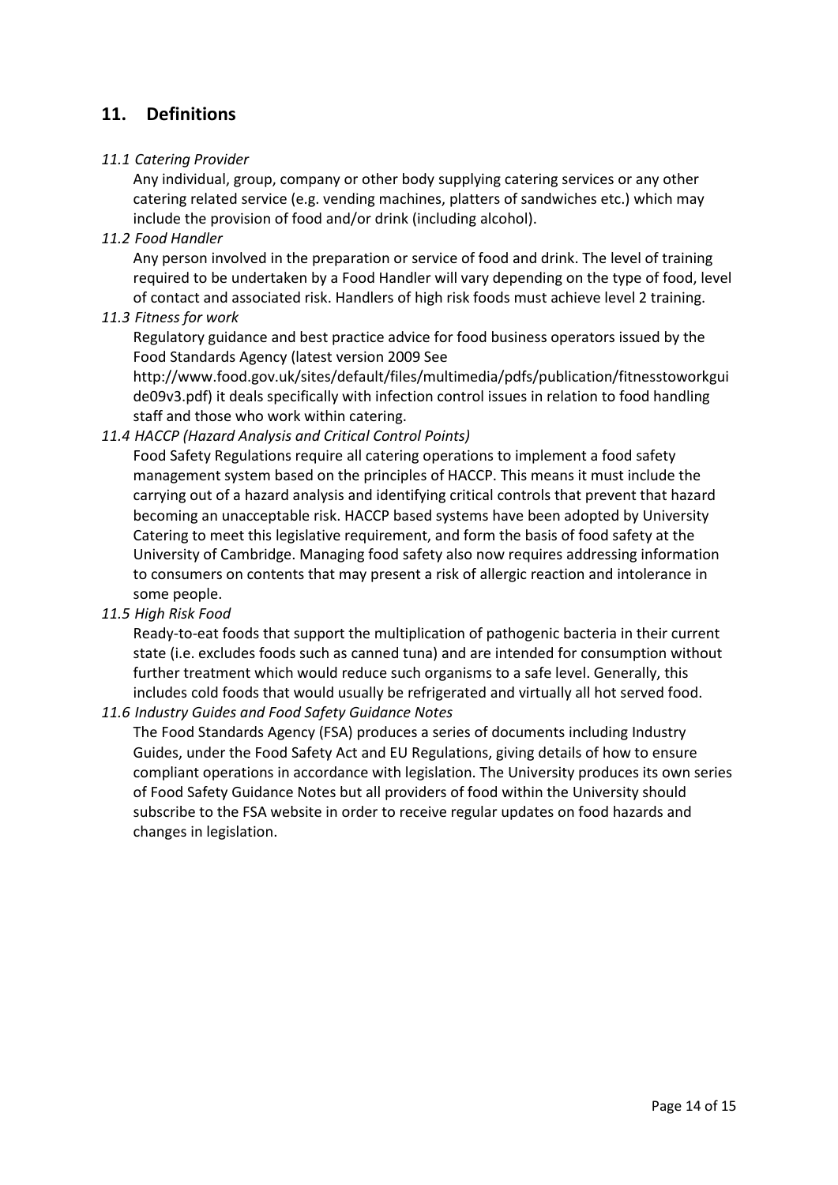## 11. Definitions

*11.1 Catering Provider*

Any individual, group, company or other body supplying catering services or any other catering related service (e.g. vending machines, platters of sandwiches etc.) which may include the provision of food and/or drink (including alcohol).

*11.2 Food Handler*

Any person involved in the preparation or service of food and drink. The level of training required to be undertaken by a Food Handler will vary depending on the type of food, level of contact and associated risk. Handlers of high risk foods must achieve level 2 training.

*11.3 Fitness for work*

Regulatory guidance and best practice advice for food business operators issued by the Food Standards Agency (latest version 2009 See http://www.food.gov.uk/sites/default/files/multimedia/pdfs/publication/fitnesstoworkguide09v3.pdf) it deals specifically with infection control issues in relation to food handling staff and those who work within catering.

*11.4 HACCP (Hazard Analysis and Critical Control Points)*

Food Safety Regulations require all catering operations to implement a food safety management system based on the principles of HACCP. This means it must include the carrying out of a hazard analysis and identifying critical controls that prevent that hazard becoming an unacceptable risk. HACCP based systems have been adopted by University Catering to meet this legislative requirement, and form the basis of food safety at the University of Cambridge. Managing food safety also now requires addressing information to consumers on contents that may present a risk of allergic reaction and intolerance in some people.

*11.5 High Risk Food*

Ready-to-eat foods that support the multiplication of pathogenic bacteria in their current state (i.e. excludes foods such as canned tuna) and are intended for consumption without further treatment which would reduce such organisms to a safe level. Generally, this includes cold foods that would usually be refrigerated and virtually all hot served food.

*11.6 Industry Guides and Food Safety Guidance Notes*

The Food Standards Agency (FSA) produces a series of documents including Industry Guides, under the Food Safety Act and EU Regulations, giving details of how to ensure compliant operations in accordance with legislation. The University produces its own series of Food Safety Guidance Notes but all providers of food within the University should subscribe to the FSA website in order to receive regular updates on food hazards and changes in legislation.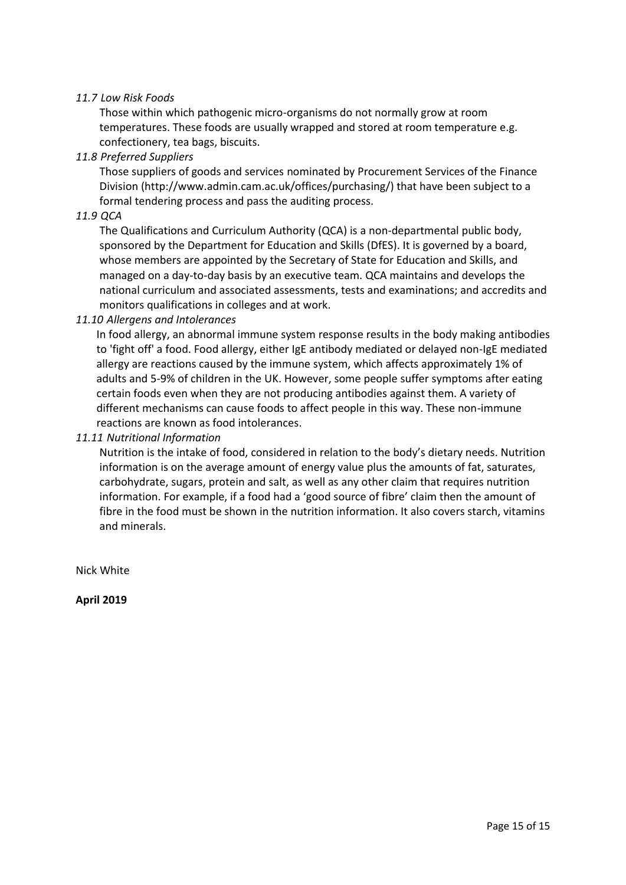*11.7 Low Risk Foods*

Those within which pathogenic micro-organisms do not normally grow at room temperatures. These foods are usually wrapped and stored at room temperature e.g. confectionery, tea bags, biscuits.

*11.8 Preferred Suppliers*

Those suppliers of goods and services nominated by Procurement Services of the Finance Division (http://www.admin.cam.ac.uk/offices/purchasing/) that have been subject to a formal tendering process and pass the auditing process.

*11.9 QCA*

The Qualifications and Curriculum Authority (QCA) is a non-departmental public body, sponsored by the Department for Education and Skills (DfES). It is governed by a board, whose members are appointed by the Secretary of State for Education and Skills, and managed on a day-to-day basis by an executive team. QCA maintains and develops the national curriculum and associated assessments, tests and examinations; and accredits and monitors qualifications in colleges and at work.

*11.10 Allergens and Intolerances*

In food allergy, an abnormal immune system response results in the body making antibodies to 'fight off' a food. Food allergy, either IgE antibody mediated or delayed non-IgE mediated allergy are reactions caused by the immune system, which affects approximately 1% of adults and 5-9% of children in the UK. However, some people suffer symptoms after eating certain foods even when they are not producing antibodies against them. A variety of different mechanisms can cause foods to affect people in this way. These non-immune reactions are known as food intolerances.

*11.11 Nutritional Information*

Nutrition is the intake of food, considered in relation to the body's dietary needs. Nutrition information is on the average amount of energy value plus the amounts of fat, saturates, carbohydrate, sugars, protein and salt, as well as any other claim that requires nutrition information. For example, if a food had a 'good source of fibre' claim then the amount of fibre in the food must be shown in the nutrition information. It also covers starch, vitamins and minerals.

Nick White

**April 2019**